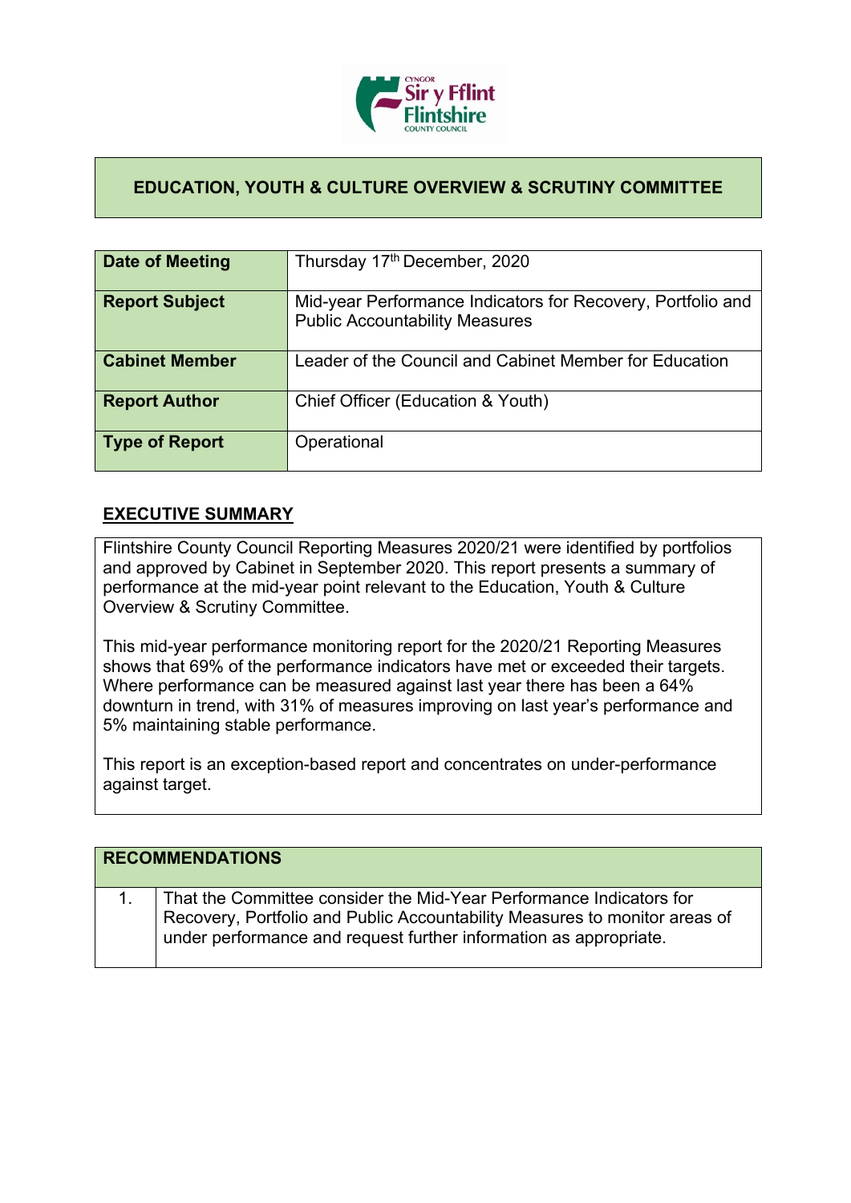# EDUCATION, YOUTH & CULTURE OVERVIEW & SCRUTINY COMMITTEE

| | |
|---|---|
| **Date of Meeting** | Thursday 17th December, 2020 |
| **Report Subject** | Mid-year Performance Indicators for Recovery, Portfolio and Public Accountability Measures |
| **Cabinet Member** | Leader of the Council and Cabinet Member for Education |
| **Report Author** | Chief Officer (Education & Youth) |
| **Type of Report** | Operational |

## EXECUTIVE SUMMARY

Flintshire County Council Reporting Measures 2020/21 were identified by portfolios and approved by Cabinet in September 2020. This report presents a summary of performance at the mid-year point relevant to the Education, Youth & Culture Overview & Scrutiny Committee.

This mid-year performance monitoring report for the 2020/21 Reporting Measures shows that 69% of the performance indicators have met or exceeded their targets. Where performance can be measured against last year there has been a 64% downturn in trend, with 31% of measures improving on last year's performance and 5% maintaining stable performance.

This report is an exception-based report and concentrates on under-performance against target.

| RECOMMENDATIONS | |
|---|---|
| 1. | That the Committee consider the Mid-Year Performance Indicators for Recovery, Portfolio and Public Accountability Measures to monitor areas of under performance and request further information as appropriate. |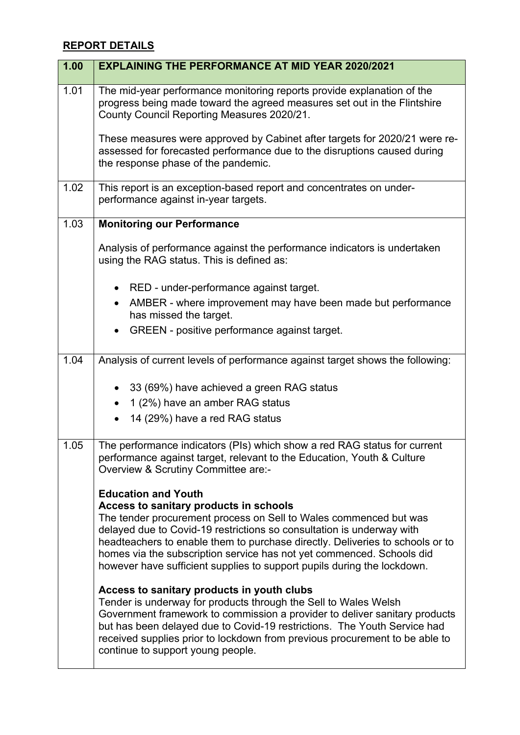## REPORT DETAILS

| 1.00 | EXPLAINING THE PERFORMANCE AT MID YEAR 2020/2021 |
| --- | --- |
| 1.01 | The mid-year performance monitoring reports provide explanation of the progress being made toward the agreed measures set out in the Flintshire County Council Reporting Measures 2020/21.<br><br>These measures were approved by Cabinet after targets for 2020/21 were re-assessed for forecasted performance due to the disruptions caused during the response phase of the pandemic. |
| 1.02 | This report is an exception-based report and concentrates on under-performance against in-year targets. |
| 1.03 | **Monitoring our Performance**<br><br>Analysis of performance against the performance indicators is undertaken using the RAG status. This is defined as:<br><br>• RED - under-performance against target.<br>• AMBER - where improvement may have been made but performance has missed the target.<br>• GREEN - positive performance against target. |
| 1.04 | Analysis of current levels of performance against target shows the following:<br><br>• 33 (69%) have achieved a green RAG status<br>• 1 (2%) have an amber RAG status<br>• 14 (29%) have a red RAG status |
| 1.05 | The performance indicators (PIs) which show a red RAG status for current performance against target, relevant to the Education, Youth & Culture Overview & Scrutiny Committee are:-<br><br>**Education and Youth**<br>**Access to sanitary products in schools**<br>The tender procurement process on Sell to Wales commenced but was delayed due to Covid-19 restrictions so consultation is underway with headteachers to enable them to purchase directly. Deliveries to schools or to homes via the subscription service has not yet commenced. Schools did however have sufficient supplies to support pupils during the lockdown.<br><br>**Access to sanitary products in youth clubs**<br>Tender is underway for products through the Sell to Wales Welsh Government framework to commission a provider to deliver sanitary products but has been delayed due to Covid-19 restrictions. The Youth Service had received supplies prior to lockdown from previous procurement to be able to continue to support young people. |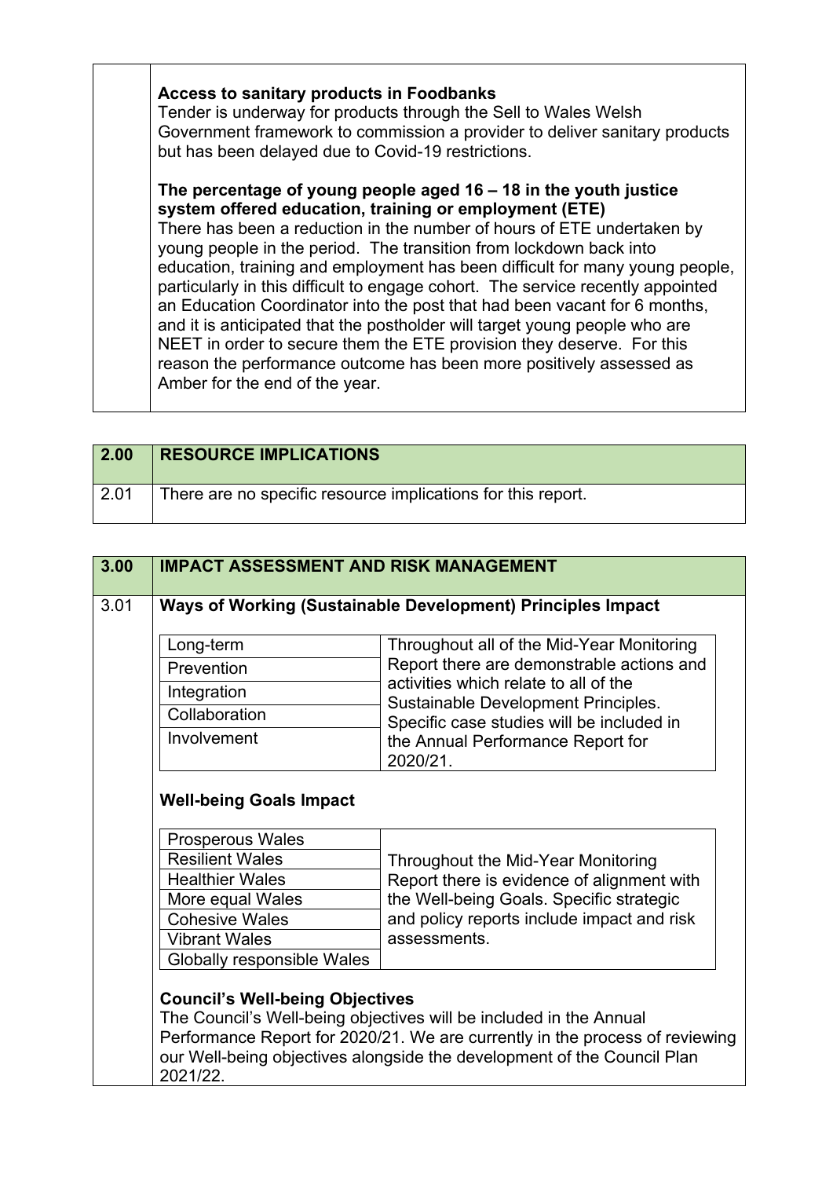| | |
|---|---|
| | **Access to sanitary products in Foodbanks**<br>Tender is underway for products through the Sell to Wales Welsh Government framework to commission a provider to deliver sanitary products but has been delayed due to Covid-19 restrictions.<br><br>**The percentage of young people aged 16 – 18 in the youth justice system offered education, training or employment (ETE)**<br>There has been a reduction in the number of hours of ETE undertaken by young people in the period. The transition from lockdown back into education, training and employment has been difficult for many young people, particularly in this difficult to engage cohort. The service recently appointed an Education Coordinator into the post that had been vacant for 6 months, and it is anticipated that the postholder will target young people who are NEET in order to secure them the ETE provision they deserve. For this reason the performance outcome has been more positively assessed as Amber for the end of the year. |

| 2.00 | RESOURCE IMPLICATIONS |
|---|---|
| 2.01 | There are no specific resource implications for this report. |

| 3.00 | IMPACT ASSESSMENT AND RISK MANAGEMENT |
|---|---|
| 3.01 | **Ways of Working (Sustainable Development) Principles Impact** |

| Principle | Impact |
|---|---|
| Long-term | Throughout all of the Mid-Year Monitoring Report there are demonstrable actions and activities which relate to all of the Sustainable Development Principles. Specific case studies will be included in the Annual Performance Report for 2020/21. |
| Prevention | |
| Integration | |
| Collaboration | |
| Involvement | |

**Well-being Goals Impact**

| Goal | Impact |
|---|---|
| Prosperous Wales | Throughout the Mid-Year Monitoring Report there is evidence of alignment with the Well-being Goals. Specific strategic and policy reports include impact and risk assessments. |
| Resilient Wales | |
| Healthier Wales | |
| More equal Wales | |
| Cohesive Wales | |
| Vibrant Wales | |
| Globally responsible Wales | |

**Council's Well-being Objectives**

The Council's Well-being objectives will be included in the Annual Performance Report for 2020/21. We are currently in the process of reviewing our Well-being objectives alongside the development of the Council Plan 2021/22.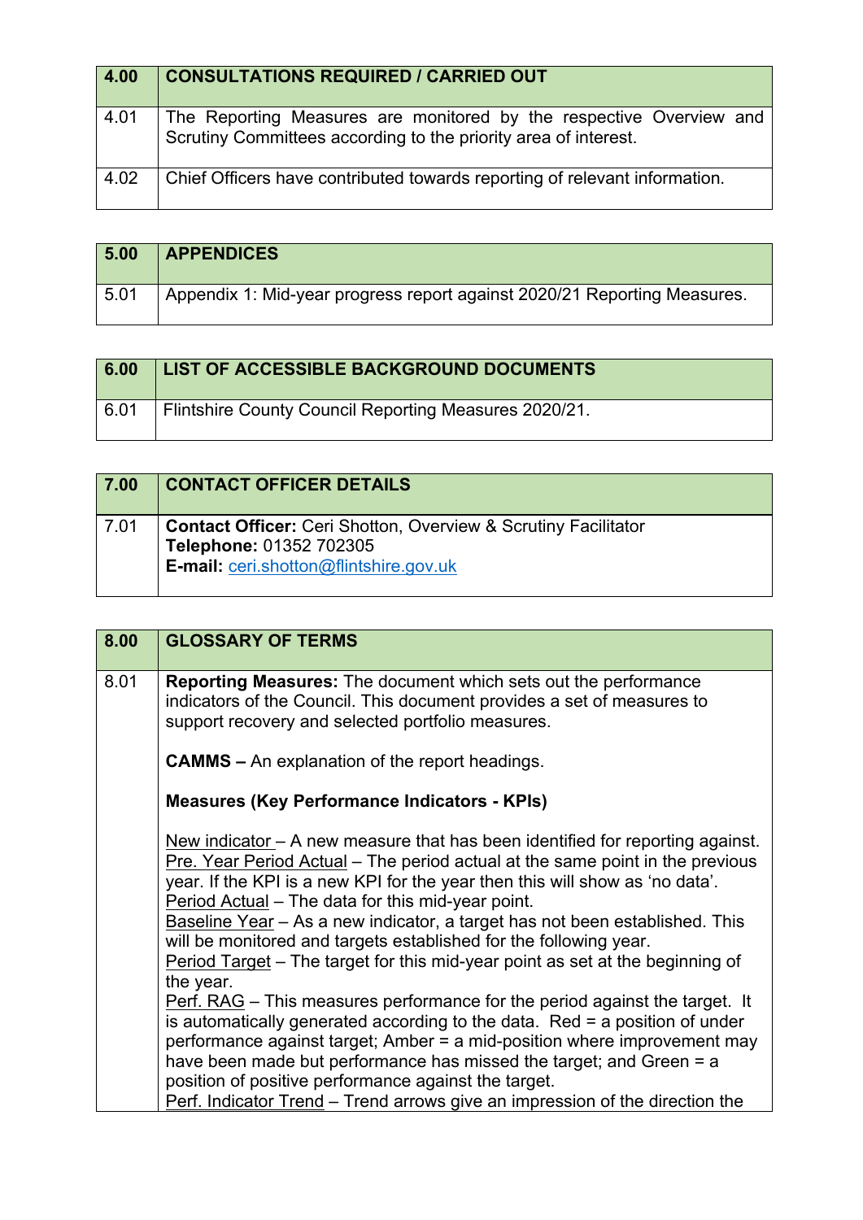| 4.00 | CONSULTATIONS REQUIRED / CARRIED OUT |
|---|---|
| 4.01 | The Reporting Measures are monitored by the respective Overview and Scrutiny Committees according to the priority area of interest. |
| 4.02 | Chief Officers have contributed towards reporting of relevant information. |

| 5.00 | APPENDICES |
|---|---|
| 5.01 | Appendix 1: Mid-year progress report against 2020/21 Reporting Measures. |

| 6.00 | LIST OF ACCESSIBLE BACKGROUND DOCUMENTS |
|---|---|
| 6.01 | Flintshire County Council Reporting Measures 2020/21. |

| 7.00 | CONTACT OFFICER DETAILS |
|---|---|
| 7.01 | **Contact Officer:** Ceri Shotton, Overview & Scrutiny Facilitator<br>**Telephone:** 01352 702305<br>**E-mail:** ceri.shotton@flintshire.gov.uk |

| 8.00 | GLOSSARY OF TERMS |
|---|---|
| 8.01 | **Reporting Measures:** The document which sets out the performance indicators of the Council. This document provides a set of measures to support recovery and selected portfolio measures.<br><br>**CAMMS –** An explanation of the report headings.<br><br>**Measures (Key Performance Indicators - KPIs)**<br><br>New indicator – A new measure that has been identified for reporting against.<br>Pre. Year Period Actual – The period actual at the same point in the previous year. If the KPI is a new KPI for the year then this will show as 'no data'.<br>Period Actual – The data for this mid-year point.<br>Baseline Year – As a new indicator, a target has not been established. This will be monitored and targets established for the following year.<br>Period Target – The target for this mid-year point as set at the beginning of the year.<br>Perf. RAG – This measures performance for the period against the target. It is automatically generated according to the data. Red = a position of under performance against target; Amber = a mid-position where improvement may have been made but performance has missed the target; and Green = a position of positive performance against the target.<br>Perf. Indicator Trend – Trend arrows give an impression of the direction the |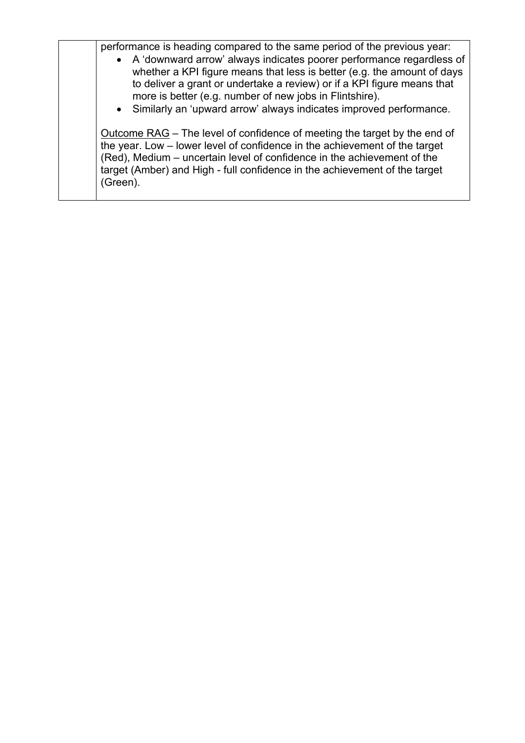| | |
|---|---|
| | performance is heading compared to the same period of the previous year:<br>• A 'downward arrow' always indicates poorer performance regardless of whether a KPI figure means that less is better (e.g. the amount of days to deliver a grant or undertake a review) or if a KPI figure means that more is better (e.g. number of new jobs in Flintshire).<br>• Similarly an 'upward arrow' always indicates improved performance.<br><br><u>Outcome RAG</u> – The level of confidence of meeting the target by the end of the year. Low – lower level of confidence in the achievement of the target (Red), Medium – uncertain level of confidence in the achievement of the target (Amber) and High - full confidence in the achievement of the target (Green). |